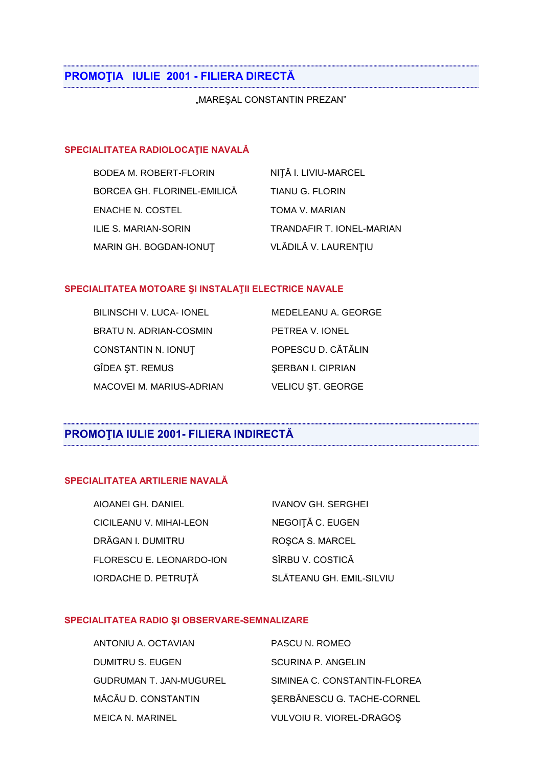## PROMOŢIA IULIE 2001 - FILIERA DIRECTĂ

„MAREŞAL CONSTANTIN PREZAN”

### SPECIALITATEA RADIOLOCAŢIE NAVALĂ

BODEA M. ROBERT-FLORIN
BORCEA GH. FLORINEL-EMILICĂ
ENACHE N. COSTEL
ILIE S. MARIAN-SORIN
MARIN GH. BOGDAN-IONUŢ
NIŢĂ I. LIVIU-MARCEL
TIANU G. FLORIN
TOMA V. MARIAN
TRANDAFIR T. IONEL-MARIAN
VLĂDILĂ V. LAURENŢIU

### SPECIALITATEA MOTOARE ŞI INSTALAŢII ELECTRICE NAVALE

BILINSCHI V. LUCA- IONEL
BRATU N. ADRIAN-COSMIN
CONSTANTIN N. IONUŢ
GÎDEA ŞT. REMUS
MACOVEI M. MARIUS-ADRIAN
MEDELEANU A. GEORGE
PETREA V. IONEL
POPESCU D. CĂTĂLIN
ŞERBAN I. CIPRIAN
VELICU ŞT. GEORGE

## PROMOŢIA IULIE 2001- FILIERA INDIRECTĂ

### SPECIALITATEA ARTILERIE NAVALĂ

AIOANEI GH. DANIEL
CICILEANU V. MIHAI-LEON
DRĂGAN I. DUMITRU
FLORESCU E. LEONARDO-ION
IORDACHE D. PETRUŢĂ
IVANOV GH. SERGHEI
NEGOIŢĂ C. EUGEN
ROŞCA S. MARCEL
SÎRBU V. COSTICĂ
SLĂTEANU GH. EMIL-SILVIU

### SPECIALITATEA RADIO ŞI OBSERVARE-SEMNALIZARE

ANTONIU A. OCTAVIAN
DUMITRU S. EUGEN
GUDRUMAN T. JAN-MUGUREL
MĂCĂU D. CONSTANTIN
MEICA N. MARINEL
PASCU N. ROMEO
SCURINA P. ANGELIN
SIMINEA C. CONSTANTIN-FLOREA
ŞERBĂNESCU G. TACHE-CORNEL
VULVOIU R. VIOREL-DRAGOŞ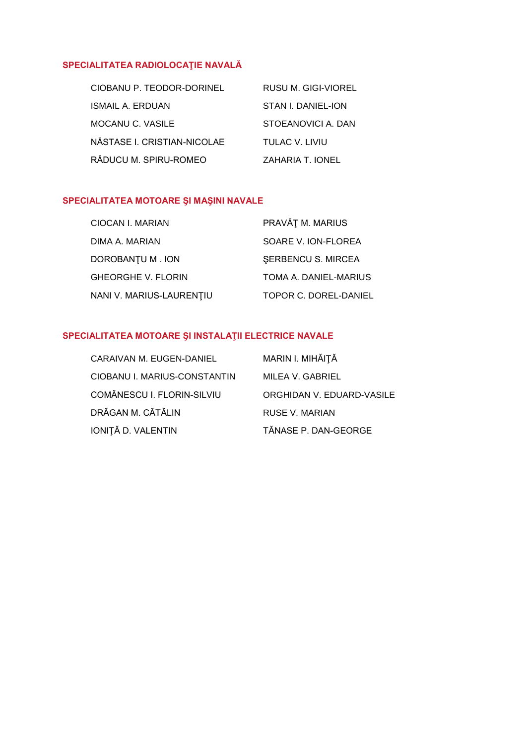## SPECIALITATEA RADIOLOCAŢIE NAVALĂ

CIOBANU P. TEODOR-DORINEL
ISMAIL A. ERDUAN
MOCANU C. VASILE
NĂSTASE I. CRISTIAN-NICOLAE
RĂDUCU M. SPIRU-ROMEO
RUSU M. GIGI-VIOREL
STAN I. DANIEL-ION
STOEANOVICI A. DAN
TULAC V. LIVIU
ZAHARIA T. IONEL

## SPECIALITATEA MOTOARE ŞI MAŞINI NAVALE

CIOCAN I. MARIAN
DIMA A. MARIAN
DOROBANŢU M . ION
GHEORGHE V. FLORIN
NANI V. MARIUS-LAURENŢIU
PRAVĂŢ M. MARIUS
SOARE V. ION-FLOREA
ŞERBENCU S. MIRCEA
TOMA A. DANIEL-MARIUS
TOPOR C. DOREL-DANIEL

## SPECIALITATEA MOTOARE ŞI INSTALAŢII ELECTRICE NAVALE

CARAIVAN M. EUGEN-DANIEL
CIOBANU I. MARIUS-CONSTANTIN
COMĂNESCU I. FLORIN-SILVIU
DRĂGAN M. CĂTĂLIN
IONIŢĂ D. VALENTIN
MARIN I. MIHĂIŢĂ
MILEA V. GABRIEL
ORGHIDAN V. EDUARD-VASILE
RUSE V. MARIAN
TĂNASE P. DAN-GEORGE